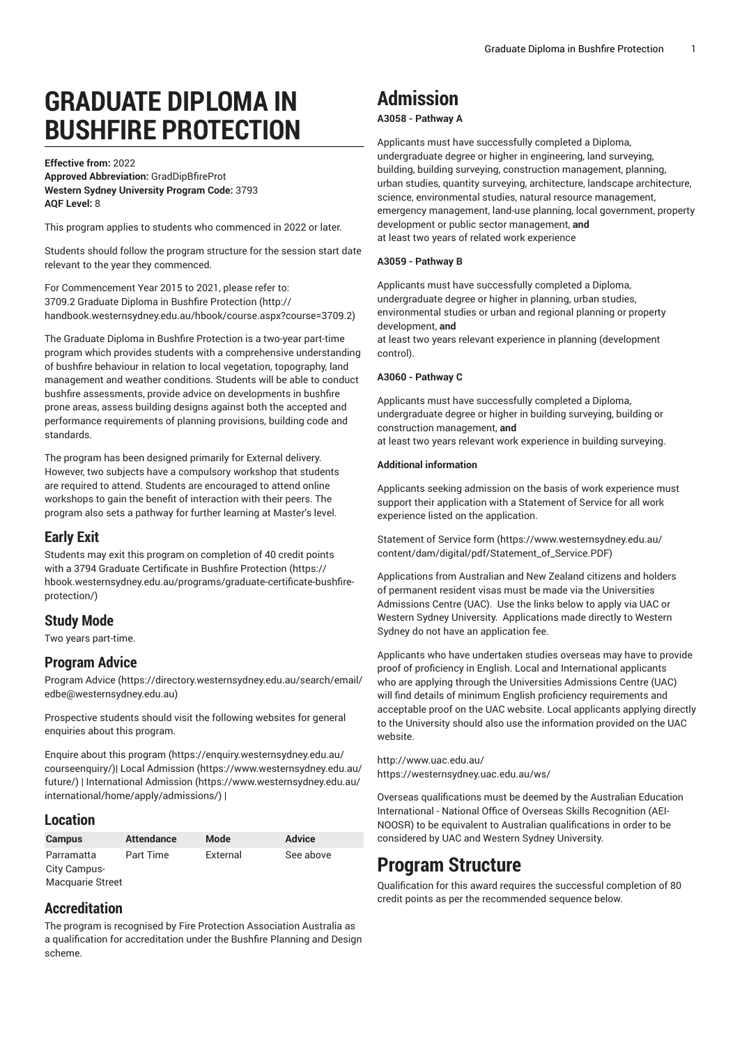# GRADUATE DIPLOMA IN BUSHFIRE PROTECTION

**Effective from:** 2022
**Approved Abbreviation:** GradDipBfireProt
**Western Sydney University Program Code:** 3793
**AQF Level:** 8

This program applies to students who commenced in 2022 or later.

Students should follow the program structure for the session start date relevant to the year they commenced.

For Commencement Year 2015 to 2021, please refer to: 3709.2 Graduate Diploma in Bushfire Protection (http://handbook.westernsydney.edu.au/hbook/course.aspx?course=3709.2)

The Graduate Diploma in Bushfire Protection is a two-year part-time program which provides students with a comprehensive understanding of bushfire behaviour in relation to local vegetation, topography, land management and weather conditions. Students will be able to conduct bushfire assessments, provide advice on developments in bushfire prone areas, assess building designs against both the accepted and performance requirements of planning provisions, building code and standards.

The program has been designed primarily for External delivery. However, two subjects have a compulsory workshop that students are required to attend. Students are encouraged to attend online workshops to gain the benefit of interaction with their peers. The program also sets a pathway for further learning at Master's level.

## Early Exit

Students may exit this program on completion of 40 credit points with a 3794 Graduate Certificate in Bushfire Protection (https://hbook.westernsydney.edu.au/programs/graduate-certificate-bushfire-protection/)

## Study Mode

Two years part-time.

## Program Advice

Program Advice (https://directory.westernsydney.edu.au/search/email/edbe@westernsydney.edu.au)

Prospective students should visit the following websites for general enquiries about this program.

Enquire about this program (https://enquiry.westernsydney.edu.au/courseenquiry/)| Local Admission (https://www.westernsydney.edu.au/future/) | International Admission (https://www.westernsydney.edu.au/international/home/apply/admissions/) |

## Location

| Campus | Attendance | Mode | Advice |
|---|---|---|---|
| Parramatta City Campus-Macquarie Street | Part Time | External | See above |

## Accreditation

The program is recognised by Fire Protection Association Australia as a qualification for accreditation under the Bushfire Planning and Design scheme.

# Admission

**A3058 - Pathway A**

Applicants must have successfully completed a Diploma, undergraduate degree or higher in engineering, land surveying, building, building surveying, construction management, planning, urban studies, quantity surveying, architecture, landscape architecture, science, environmental studies, natural resource management, emergency management, land-use planning, local government, property development or public sector management, **and**
at least two years of related work experience

**A3059 - Pathway B**

Applicants must have successfully completed a Diploma, undergraduate degree or higher in planning, urban studies, environmental studies or urban and regional planning or property development, **and**
at least two years relevant experience in planning (development control).

**A3060 - Pathway C**

Applicants must have successfully completed a Diploma, undergraduate degree or higher in building surveying, building or construction management, **and**
at least two years relevant work experience in building surveying.

**Additional information**

Applicants seeking admission on the basis of work experience must support their application with a Statement of Service for all work experience listed on the application.

Statement of Service form (https://www.westernsydney.edu.au/content/dam/digital/pdf/Statement_of_Service.PDF)

Applications from Australian and New Zealand citizens and holders of permanent resident visas must be made via the Universities Admissions Centre (UAC). Use the links below to apply via UAC or Western Sydney University. Applications made directly to Western Sydney do not have an application fee.

Applicants who have undertaken studies overseas may have to provide proof of proficiency in English. Local and International applicants who are applying through the Universities Admissions Centre (UAC) will find details of minimum English proficiency requirements and acceptable proof on the UAC website. Local applicants applying directly to the University should also use the information provided on the UAC website.

http://www.uac.edu.au/
https://westernsydney.uac.edu.au/ws/

Overseas qualifications must be deemed by the Australian Education International - National Office of Overseas Skills Recognition (AEI-NOOSR) to be equivalent to Australian qualifications in order to be considered by UAC and Western Sydney University.

# Program Structure

Qualification for this award requires the successful completion of 80 credit points as per the recommended sequence below.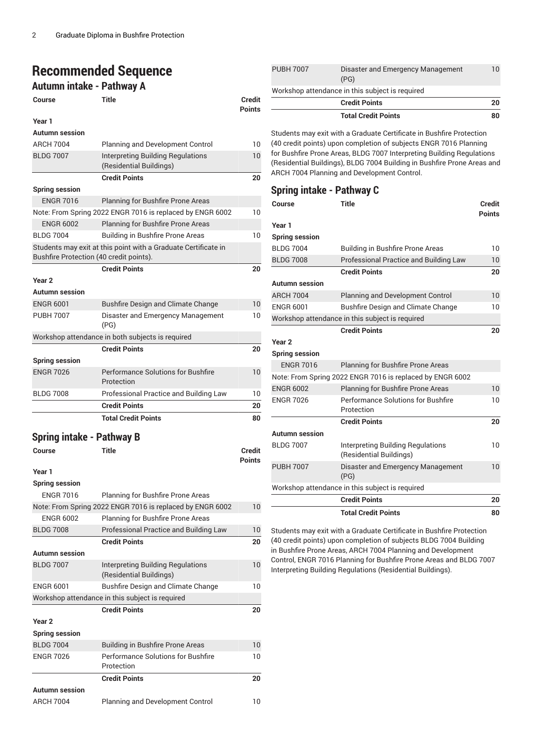# Recommended Sequence

## Autumn intake - Pathway A

| Course | Title | Credit Points |
|---|---|---|
| **Year 1** | | |
| **Autumn session** | | |
| ARCH 7004 | Planning and Development Control | 10 |
| BLDG 7007 | Interpreting Building Regulations (Residential Buildings) | 10 |
| | **Credit Points** | **20** |
| **Spring session** | | |
| ENGR 7016 | Planning for Bushfire Prone Areas | |
| Note: From Spring 2022 ENGR 7016 is replaced by ENGR 6002 | | 10 |
| ENGR 6002 | Planning for Bushfire Prone Areas | |
| BLDG 7004 | Building in Bushfire Prone Areas | 10 |
| Students may exit at this point with a Graduate Certificate in Bushfire Protection (40 credit points). | | |
| | **Credit Points** | **20** |
| **Year 2** | | |
| **Autumn session** | | |
| ENGR 6001 | Bushfire Design and Climate Change | 10 |
| PUBH 7007 | Disaster and Emergency Management (PG) | 10 |
| Workshop attendance in both subjects is required | | |
| | **Credit Points** | **20** |
| **Spring session** | | |
| ENGR 7026 | Performance Solutions for Bushfire Protection | 10 |
| BLDG 7008 | Professional Practice and Building Law | 10 |
| | **Credit Points** | **20** |
| | **Total Credit Points** | **80** |

## Spring intake - Pathway B

| Course | Title | Credit Points |
|---|---|---|
| **Year 1** | | |
| **Spring session** | | |
| ENGR 7016 | Planning for Bushfire Prone Areas | |
| Note: From Spring 2022 ENGR 7016 is replaced by ENGR 6002 | | 10 |
| ENGR 6002 | Planning for Bushfire Prone Areas | |
| BLDG 7008 | Professional Practice and Building Law | 10 |
| | **Credit Points** | **20** |
| **Autumn session** | | |
| BLDG 7007 | Interpreting Building Regulations (Residential Buildings) | 10 |
| ENGR 6001 | Bushfire Design and Climate Change | 10 |
| Workshop attendance in this subject is required | | |
| | **Credit Points** | **20** |
| **Year 2** | | |
| **Spring session** | | |
| BLDG 7004 | Building in Bushfire Prone Areas | 10 |
| ENGR 7026 | Performance Solutions for Bushfire Protection | 10 |
| | **Credit Points** | **20** |
| **Autumn session** | | |
| ARCH 7004 | Planning and Development Control | 10 |
| PUBH 7007 | Disaster and Emergency Management (PG) | 10 |
| Workshop attendance in this subject is required | | |
| | **Credit Points** | **20** |
| | **Total Credit Points** | **80** |

Students may exit with a Graduate Certificate in Bushfire Protection (40 credit points) upon completion of subjects ENGR 7016 Planning for Bushfire Prone Areas, BLDG 7007 Interpreting Building Regulations (Residential Buildings), BLDG 7004 Building in Bushfire Prone Areas and ARCH 7004 Planning and Development Control.

## Spring intake - Pathway C

| Course | Title | Credit Points |
|---|---|---|
| **Year 1** | | |
| **Spring session** | | |
| BLDG 7004 | Building in Bushfire Prone Areas | 10 |
| BLDG 7008 | Professional Practice and Building Law | 10 |
| | **Credit Points** | **20** |
| **Autumn session** | | |
| ARCH 7004 | Planning and Development Control | 10 |
| ENGR 6001 | Bushfire Design and Climate Change | 10 |
| Workshop attendance in this subject is required | | |
| | **Credit Points** | **20** |
| **Year 2** | | |
| **Spring session** | | |
| ENGR 7016 | Planning for Bushfire Prone Areas | |
| Note: From Spring 2022 ENGR 7016 is replaced by ENGR 6002 | | |
| ENGR 6002 | Planning for Bushfire Prone Areas | 10 |
| ENGR 7026 | Performance Solutions for Bushfire Protection | 10 |
| | **Credit Points** | **20** |
| **Autumn session** | | |
| BLDG 7007 | Interpreting Building Regulations (Residential Buildings) | 10 |
| PUBH 7007 | Disaster and Emergency Management (PG) | 10 |
| Workshop attendance in this subject is required | | |
| | **Credit Points** | **20** |
| | **Total Credit Points** | **80** |

Students may exit with a Graduate Certificate in Bushfire Protection (40 credit points) upon completion of subjects BLDG 7004 Building in Bushfire Prone Areas, ARCH 7004 Planning and Development Control, ENGR 7016 Planning for Bushfire Prone Areas and BLDG 7007 Interpreting Building Regulations (Residential Buildings).